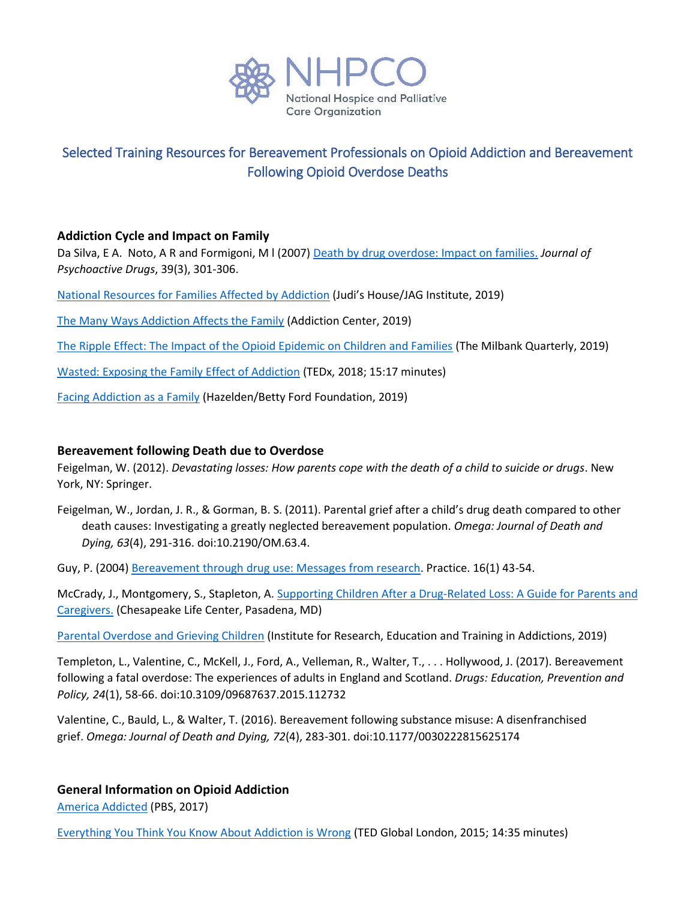NHPCO
National Hospice and Palliative Care Organization

# Selected Training Resources for Bereavement Professionals on Opioid Addiction and Bereavement Following Opioid Overdose Deaths

## Addiction Cycle and Impact on Family

Da Silva, E A. Noto, A R and Formigoni, M l (2007) Death by drug overdose: Impact on families. *Journal of Psychoactive Drugs*, 39(3), 301-306.

National Resources for Families Affected by Addiction (Judi's House/JAG Institute, 2019)

The Many Ways Addiction Affects the Family (Addiction Center, 2019)

The Ripple Effect: The Impact of the Opioid Epidemic on Children and Families (The Milbank Quarterly, 2019)

Wasted: Exposing the Family Effect of Addiction (TEDx, 2018; 15:17 minutes)

Facing Addiction as a Family (Hazelden/Betty Ford Foundation, 2019)

## Bereavement following Death due to Overdose

Feigelman, W. (2012). *Devastating losses: How parents cope with the death of a child to suicide or drugs*. New York, NY: Springer.

Feigelman, W., Jordan, J. R., & Gorman, B. S. (2011). Parental grief after a child's drug death compared to other death causes: Investigating a greatly neglected bereavement population. *Omega: Journal of Death and Dying, 63*(4), 291-316. doi:10.2190/OM.63.4.

Guy, P. (2004) Bereavement through drug use: Messages from research. Practice. 16(1) 43-54.

McCrady, J., Montgomery, S., Stapleton, A. Supporting Children After a Drug-Related Loss: A Guide for Parents and Caregivers. (Chesapeake Life Center, Pasadena, MD)

Parental Overdose and Grieving Children (Institute for Research, Education and Training in Addictions, 2019)

Templeton, L., Valentine, C., McKell, J., Ford, A., Velleman, R., Walter, T., . . . Hollywood, J. (2017). Bereavement following a fatal overdose: The experiences of adults in England and Scotland. *Drugs: Education, Prevention and Policy, 24*(1), 58-66. doi:10.3109/09687637.2015.112732

Valentine, C., Bauld, L., & Walter, T. (2016). Bereavement following substance misuse: A disenfranchised grief. *Omega: Journal of Death and Dying, 72*(4), 283-301. doi:10.1177/0030222815625174

## General Information on Opioid Addiction

America Addicted (PBS, 2017)

Everything You Think You Know About Addiction is Wrong (TED Global London, 2015; 14:35 minutes)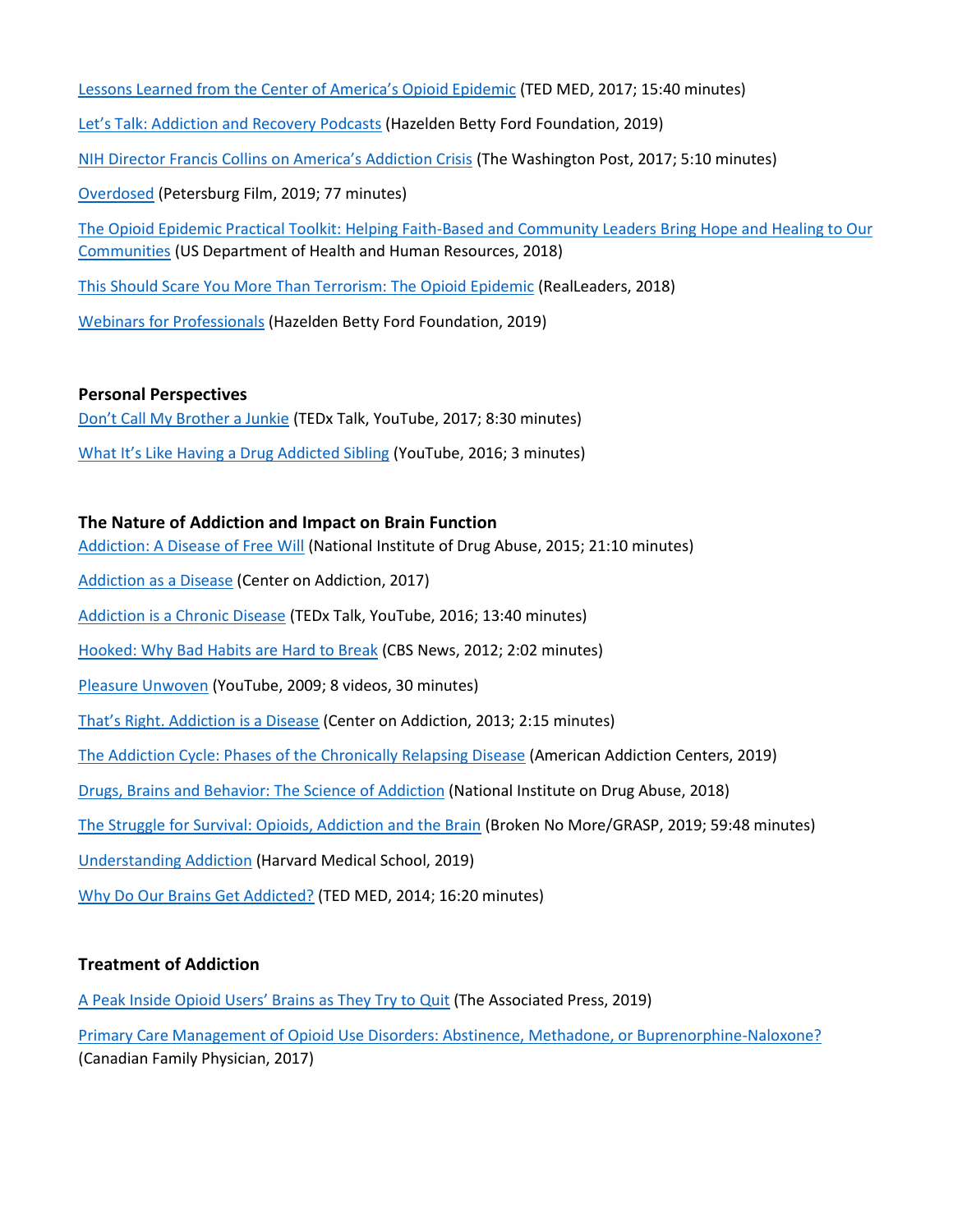Lessons Learned from the Center of America's Opioid Epidemic (TED MED, 2017; 15:40 minutes)

Let's Talk: Addiction and Recovery Podcasts (Hazelden Betty Ford Foundation, 2019)

NIH Director Francis Collins on America's Addiction Crisis (The Washington Post, 2017; 5:10 minutes)

Overdosed (Petersburg Film, 2019; 77 minutes)

The Opioid Epidemic Practical Toolkit: Helping Faith-Based and Community Leaders Bring Hope and Healing to Our Communities (US Department of Health and Human Resources, 2018)

This Should Scare You More Than Terrorism: The Opioid Epidemic (RealLeaders, 2018)

Webinars for Professionals (Hazelden Betty Ford Foundation, 2019)

**Personal Perspectives**

Don't Call My Brother a Junkie (TEDx Talk, YouTube, 2017; 8:30 minutes)

What It's Like Having a Drug Addicted Sibling (YouTube, 2016; 3 minutes)

**The Nature of Addiction and Impact on Brain Function**

Addiction: A Disease of Free Will (National Institute of Drug Abuse, 2015; 21:10 minutes)

Addiction as a Disease (Center on Addiction, 2017)

Addiction is a Chronic Disease (TEDx Talk, YouTube, 2016; 13:40 minutes)

Hooked: Why Bad Habits are Hard to Break (CBS News, 2012; 2:02 minutes)

Pleasure Unwoven (YouTube, 2009; 8 videos, 30 minutes)

That's Right. Addiction is a Disease (Center on Addiction, 2013; 2:15 minutes)

The Addiction Cycle: Phases of the Chronically Relapsing Disease (American Addiction Centers, 2019)

Drugs, Brains and Behavior: The Science of Addiction (National Institute on Drug Abuse, 2018)

The Struggle for Survival: Opioids, Addiction and the Brain (Broken No More/GRASP, 2019; 59:48 minutes)

Understanding Addiction (Harvard Medical School, 2019)

Why Do Our Brains Get Addicted? (TED MED, 2014; 16:20 minutes)

**Treatment of Addiction**

A Peak Inside Opioid Users' Brains as They Try to Quit (The Associated Press, 2019)

Primary Care Management of Opioid Use Disorders: Abstinence, Methadone, or Buprenorphine-Naloxone? (Canadian Family Physician, 2017)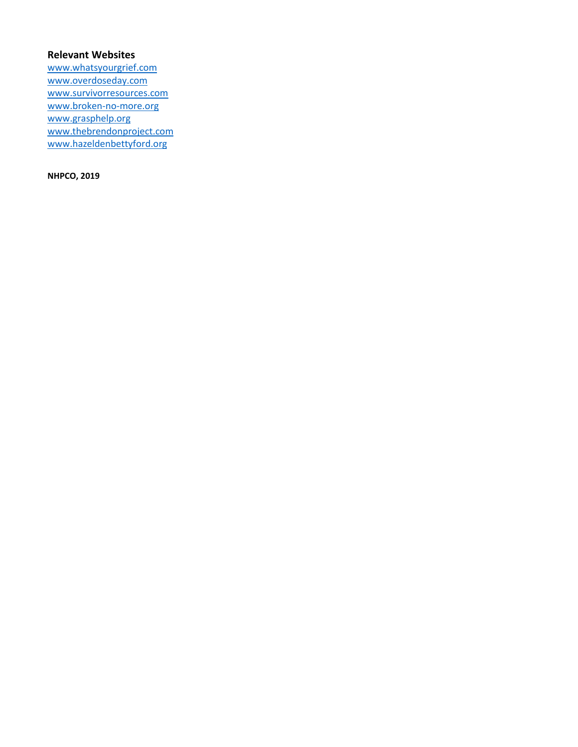**Relevant Websites**

www.whatsyourgrief.com
www.overdoseday.com
www.survivorresources.com
www.broken-no-more.org
www.grasphelp.org
www.thebrendonproject.com
www.hazeldenbettyford.org

**NHPCO, 2019**